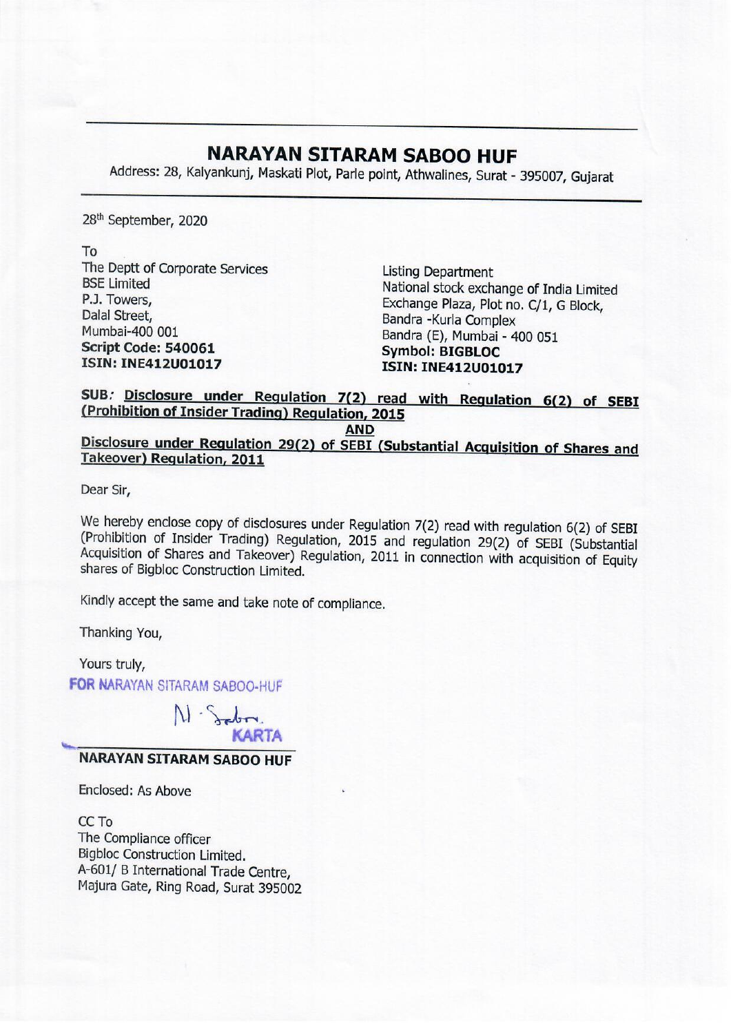# NARAYAN SITARAM SABOO HUF

Address: 28, Kalyankunj, Maskati Plot, Parle point, Athwalines, Surat - 395007, Gujarat

28th September, 2020

To

The Deptt of Corporate Services
BSE Limited
P.J. Towers,
Dalal Street,
Mumbai-400 001
**Script Code: 540061**
**ISIN: INE412U01017**

Listing Department
National stock exchange of India Limited
Exchange Plaza, Plot no. C/1, G Block,
Bandra -Kurla Complex
Bandra (E), Mumbai - 400 051
**Symbol: BIGBLOC**
**ISIN: INE412U01017**

**SUB: Disclosure under Regulation 7(2) read with Regulation 6(2) of SEBI (Prohibition of Insider Trading) Regulation, 2015**

**AND**

**Disclosure under Regulation 29(2) of SEBI (Substantial Acquisition of Shares and Takeover) Regulation, 2011**

Dear Sir,

We hereby enclose copy of disclosures under Regulation 7(2) read with regulation 6(2) of SEBI (Prohibition of Insider Trading) Regulation, 2015 and regulation 29(2) of SEBI (Substantial Acquisition of Shares and Takeover) Regulation, 2011 in connection with acquisition of Equity shares of Bigbloc Construction Limited.

Kindly accept the same and take note of compliance.

Thanking You,

Yours truly,

FOR NARAYAN SITARAM SABOO-HUF

N. Saboo

KARTA

**NARAYAN SITARAM SABOO HUF**

Enclosed: As Above

CC To
The Compliance officer
Bigbloc Construction Limited.
A-601/ B International Trade Centre,
Majura Gate, Ring Road, Surat 395002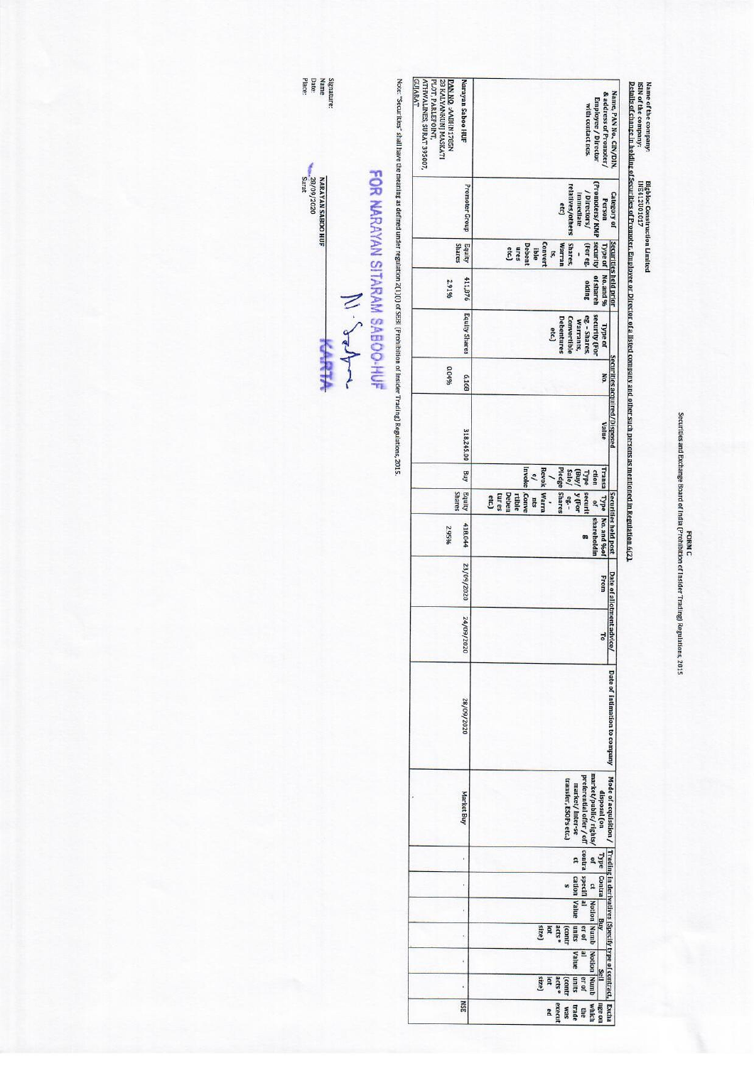# FORM C

Securities and Exchange Board of India (Prohibition of Insider Trading) Regulations, 2015

**Name of the company:** Bigbloc Construction Limited

**ISIN of the company:** INE412U01017

**Details of change in holding of Securities of Promoter, Employee or Director of a listed company and other such persons as mentioned in Regulation 6(2).**

| Name, PAN No., CIN/DIN, & address of Promoter/ Employee / Director with contact nos. | Category of Person (Promoters/ KMP / Directors/ immediate relatives/ others etc) | Securities held prior to acquisition/disposal | | Securities acquired/Disposed | | | | Securities held post acquisition/disposal | | Date of allotment advice/ acquisition of shares/ sale of shares specify | | Date of intimation to company | Mode of acquisition / disposal (on market/ public/ rights/ preferential offer / off market/ Inter-se transfer, ESOPs etc.) | Trading in derivatives (Specify type of contract, Futures or Options etc) | | | | | | Exchange on which the trade was executed |
|---|---|---|---|---|---|---|---|---|---|---|---|---|---|---|---|---|---|---|---|---|
| | | Type of security (For eg. – Shares, Warrants, Convertible Debentures etc.) | No. and % of shareholding | Type of security (For eg. – Shares, Warrants, Convertible Debentures etc.) | No. | Value | Transaction Type (Buy/ Sale/ Pledge / Revoke/ Invoke) | Type of security (For eg. – Shares, Warrants, Convertible Debentures etc.) | No. and % of shareholding | From | To | | | Type of contract | Contract specifications | Buy | | Sell | | |
| | | | | | | | | | | | | | | | | Notional Value | Number of units (contracts * lot size) | Notional Value | Number of units (contracts * lot size) | |
| Narayan Saboo HUF<br>PAN NO. AABHN1765N<br>23 KALYANKUNJ MASKATI PLOT, PARLEPOINT, ATHWALINES, SURAT 395007, GUJARAT | Promoter Group | Equity Shares | 411,876<br>2.91% | Equity Shares | 6,168<br>0.04% | 318,245.00 | Buy | Equity Shares | 418,044<br>2.95% | 23/09/2020 | 24/09/2020 | 28/09/2020 | Market Buy | - | - | - | - | - | - | NSE |

Note: "Securities" shall have the meaning as defined under regulation 2(1)(i) of SEBI (Prohibition of Insider Trading) Regulations, 2015.

FOR NARAYAN SITARAM SABOO-HUF

KARTA

Signature:

Name: NARAYAN SABOO HUF

Date: 28/09/2020

Place: Surat